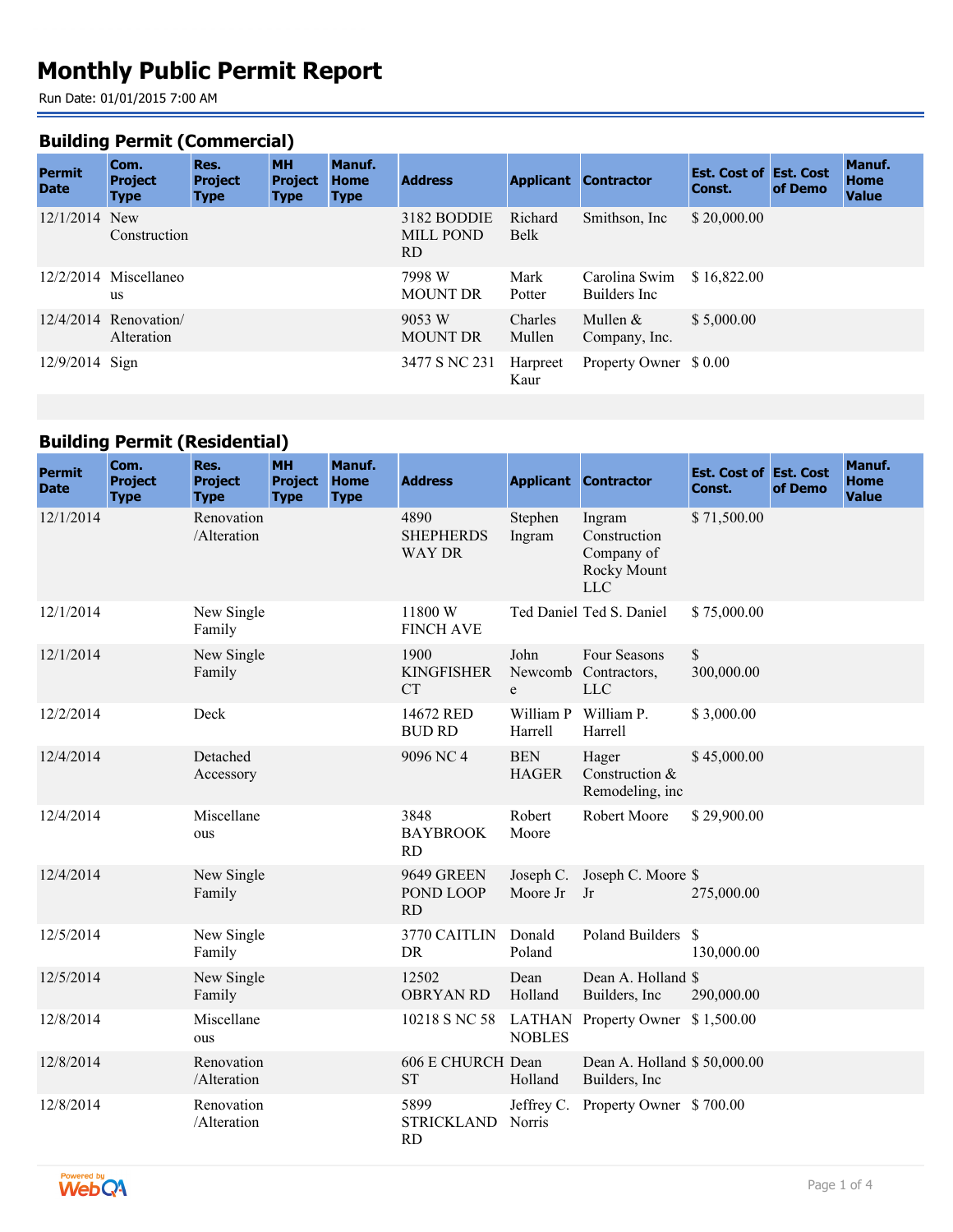# Monthly Public Permit Report

Run Date: 01/01/2015 7:00 AM

## Building Permit (Commercial)

| Permit Date | Com. Project Type | Res. Project Type | MH Project Type | Manuf. Home Type | Address | Applicant | Contractor | Est. Cost of Const. | Est. Cost of Demo | Manuf. Home Value |
|---|---|---|---|---|---|---|---|---|---|---|
| 12/1/2014 | New Construction | | | | 3182 BODDIE MILL POND RD | Richard Belk | Smithson, Inc | $ 20,000.00 | | |
| 12/2/2014 | Miscellaneous | | | | 7998 W MOUNT DR | Mark Potter | Carolina Swim Builders Inc | $ 16,822.00 | | |
| 12/4/2014 | Renovation/ Alteration | | | | 9053 W MOUNT DR | Charles Mullen | Mullen & Company, Inc. | $ 5,000.00 | | |
| 12/9/2014 | Sign | | | | 3477 S NC 231 | Harpreet Kaur | Property Owner | $ 0.00 | | |

## Building Permit (Residential)

| Permit Date | Com. Project Type | Res. Project Type | MH Project Type | Manuf. Home Type | Address | Applicant | Contractor | Est. Cost of Const. | Est. Cost of Demo | Manuf. Home Value |
|---|---|---|---|---|---|---|---|---|---|---|
| 12/1/2014 | | Renovation /Alteration | | | 4890 SHEPHERDS WAY DR | Stephen Ingram | Ingram Construction Company of Rocky Mount LLC | $ 71,500.00 | | |
| 12/1/2014 | | New Single Family | | | 11800 W FINCH AVE | Ted Daniel | Ted S. Daniel | $ 75,000.00 | | |
| 12/1/2014 | | New Single Family | | | 1900 KINGFISHER CT | John Newcombe | Four Seasons Contractors, LLC | $ 300,000.00 | | |
| 12/2/2014 | | Deck | | | 14672 RED BUD RD | William P Harrell | William P. Harrell | $ 3,000.00 | | |
| 12/4/2014 | | Detached Accessory | | | 9096 NC 4 | BEN HAGER | Hager Construction & Remodeling, inc | $ 45,000.00 | | |
| 12/4/2014 | | Miscellaneous | | | 3848 BAYBROOK RD | Robert Moore | Robert Moore | $ 29,900.00 | | |
| 12/4/2014 | | New Single Family | | | 9649 GREEN POND LOOP RD | Joseph C. Moore Jr | Joseph C. Moore Jr | $ 275,000.00 | | |
| 12/5/2014 | | New Single Family | | | 3770 CAITLIN DR | Donald Poland | Poland Builders | $ 130,000.00 | | |
| 12/5/2014 | | New Single Family | | | 12502 OBRYAN RD | Dean Holland | Dean A. Holland Builders, Inc | $ 290,000.00 | | |
| 12/8/2014 | | Miscellaneous | | | 10218 S NC 58 | LATHAN NOBLES | Property Owner | $ 1,500.00 | | |
| 12/8/2014 | | Renovation /Alteration | | | 606 E CHURCH ST | Dean Holland | Dean A. Holland Builders, Inc | $ 50,000.00 | | |
| 12/8/2014 | | Renovation /Alteration | | | 5899 STRICKLAND RD | Jeffrey C. Norris | Property Owner | $ 700.00 | | |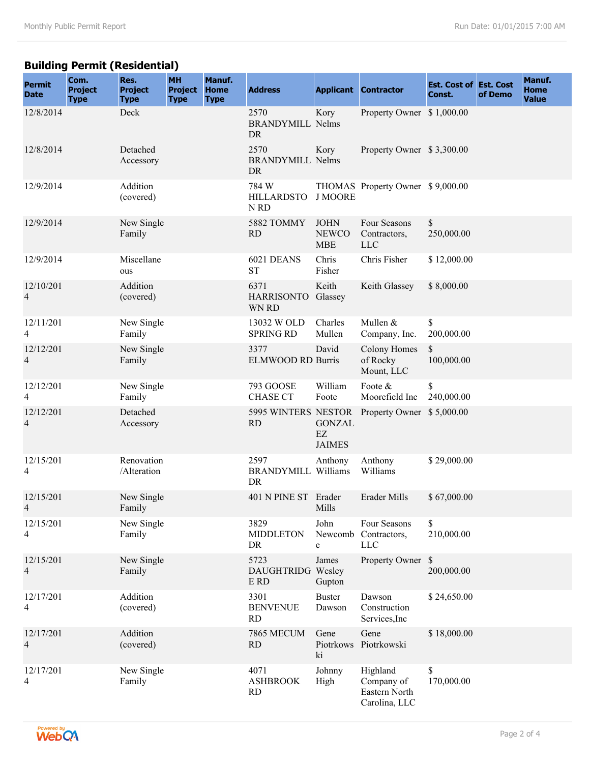## Building Permit (Residential)

| Permit Date | Com. Project Type | Res. Project Type | MH Project Type | Manuf. Home Type | Address | Applicant | Contractor | Est. Cost of Const. | Est. Cost of Demo | Manuf. Home Value |
|---|---|---|---|---|---|---|---|---|---|---|
| 12/8/2014 | | Deck | | | 2570 BRANDYMILL DR | Kory Nelms | Property Owner | $ 1,000.00 | | |
| 12/8/2014 | | Detached Accessory | | | 2570 BRANDYMILL DR | Kory Nelms | Property Owner | $ 3,300.00 | | |
| 12/9/2014 | | Addition (covered) | | | 784 W HILLARDSTON RD | THOMAS J MOORE | Property Owner | $ 9,000.00 | | |
| 12/9/2014 | | New Single Family | | | 5882 TOMMY RD | JOHN NEWCOMBE | Four Seasons Contractors, LLC | $ 250,000.00 | | |
| 12/9/2014 | | Miscellaneous | | | 6021 DEANS ST | Chris Fisher | Chris Fisher | $ 12,000.00 | | |
| 12/10/2014 | | Addition (covered) | | | 6371 HARRISONTOWN RD | Keith Glassey | Keith Glassey | $ 8,000.00 | | |
| 12/11/2014 | | New Single Family | | | 13032 W OLD SPRING RD | Charles Mullen | Mullen & Company, Inc. | $ 200,000.00 | | |
| 12/12/2014 | | New Single Family | | | 3377 ELMWOOD RD | David Burris | Colony Homes of Rocky Mount, LLC | $ 100,000.00 | | |
| 12/12/2014 | | New Single Family | | | 793 GOOSE CHASE CT | William Foote | Foote & Moorefield Inc | $ 240,000.00 | | |
| 12/12/2014 | | Detached Accessory | | | 5995 WINTERS RD | NESTOR GONZALEZ JAIMES | Property Owner | $ 5,000.00 | | |
| 12/15/2014 | | Renovation /Alteration | | | 2597 BRANDYMILL DR | Anthony Williams | Anthony Williams | $ 29,000.00 | | |
| 12/15/2014 | | New Single Family | | | 401 N PINE ST | Erader Mills | Erader Mills | $ 67,000.00 | | |
| 12/15/2014 | | New Single Family | | | 3829 MIDDLETON DR | John Newcombe | Four Seasons Contractors, LLC | $ 210,000.00 | | |
| 12/15/2014 | | New Single Family | | | 5723 DAUGHTRIDGE RD | James Wesley Gupton | Property Owner | $ 200,000.00 | | |
| 12/17/2014 | | Addition (covered) | | | 3301 BENVENUE RD | Buster Dawson | Dawson Construction Services,Inc | $ 24,650.00 | | |
| 12/17/2014 | | Addition (covered) | | | 7865 MECUM RD | Gene Piotrkowski | Gene Piotrkowski | $ 18,000.00 | | |
| 12/17/2014 | | New Single Family | | | 4071 ASHBROOK RD | Johnny High | Highland Company of Eastern North Carolina, LLC | $ 170,000.00 | | |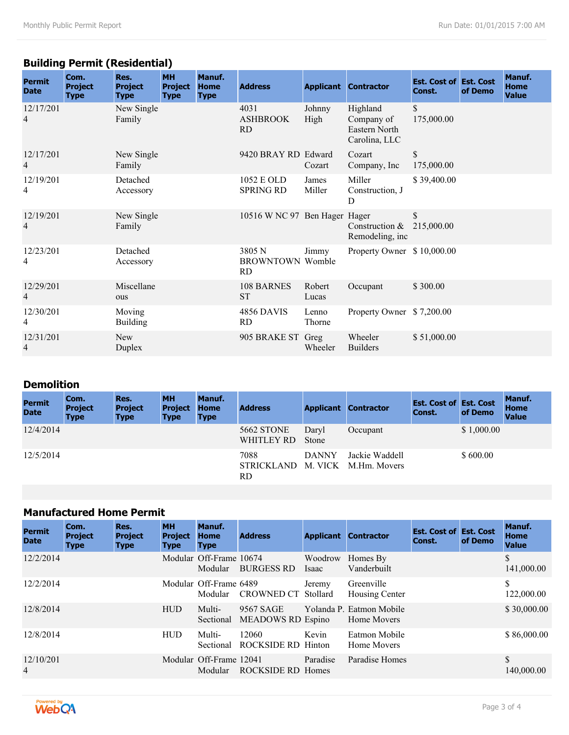## Building Permit (Residential)

| Permit Date | Com. Project Type | Res. Project Type | MH Project Type | Manuf. Home Type | Address | Applicant | Contractor | Est. Cost of Const. | Est. Cost of Demo | Manuf. Home Value |
|---|---|---|---|---|---|---|---|---|---|---|
| 12/17/2014 | | New Single Family | | | 4031 ASHBROOK RD | Johnny High | Highland Company of Eastern North Carolina, LLC | $ 175,000.00 | | |
| 12/17/2014 | | New Single Family | | | 9420 BRAY RD | Edward Cozart | Cozart Company, Inc | $ 175,000.00 | | |
| 12/19/2014 | | Detached Accessory | | | 1052 E OLD SPRING RD | James Miller | Miller Construction, J D | $ 39,400.00 | | |
| 12/19/2014 | | New Single Family | | | 10516 W NC 97 | Ben Hager | Hager Construction & Remodeling, inc | $ 215,000.00 | | |
| 12/23/2014 | | Detached Accessory | | | 3805 N BROWNTOWN RD | Jimmy Womble | Property Owner | $ 10,000.00 | | |
| 12/29/2014 | | Miscellaneous | | | 108 BARNES ST | Robert Lucas | Occupant | $ 300.00 | | |
| 12/30/2014 | | Moving Building | | | 4856 DAVIS RD | Lenno Thorne | Property Owner | $ 7,200.00 | | |
| 12/31/2014 | | New Duplex | | | 905 BRAKE ST | Greg Wheeler | Wheeler Builders | $ 51,000.00 | | |

## Demolition

| Permit Date | Com. Project Type | Res. Project Type | MH Project Type | Manuf. Home Type | Address | Applicant | Contractor | Est. Cost of Const. | Est. Cost of Demo | Manuf. Home Value |
|---|---|---|---|---|---|---|---|---|---|---|
| 12/4/2014 | | | | | 5662 STONE WHITLEY RD | Daryl Stone | Occupant | | $ 1,000.00 | |
| 12/5/2014 | | | | | 7088 STRICKLAND RD | DANNY M. VICK | Jackie Waddell M.Hm. Movers | | $ 600.00 | |

## Manufactured Home Permit

| Permit Date | Com. Project Type | Res. Project Type | MH Project Type | Manuf. Home Type | Address | Applicant | Contractor | Est. Cost of Const. | Est. Cost of Demo | Manuf. Home Value |
|---|---|---|---|---|---|---|---|---|---|---|
| 12/2/2014 | | | Modular | Off-Frame Modular | 10674 BURGESS RD | Woodrow Isaac | Homes By Vanderbuilt | | | $ 141,000.00 |
| 12/2/2014 | | | Modular | Off-Frame Modular | 6489 CROWNED CT | Jeremy Stollard | Greenville Housing Center | | | $ 122,000.00 |
| 12/8/2014 | | | HUD | Multi-Sectional | 9567 SAGE MEADOWS RD | Yolanda P. Espino | Eatmon Mobile Home Movers | | | $ 30,000.00 |
| 12/8/2014 | | | HUD | Multi-Sectional | 12060 ROCKSIDE RD | Kevin Hinton | Eatmon Mobile Home Movers | | | $ 86,000.00 |
| 12/10/2014 | | | Modular | Off-Frame Modular | 12041 ROCKSIDE RD | Paradise Homes | Paradise Homes | | | $ 140,000.00 |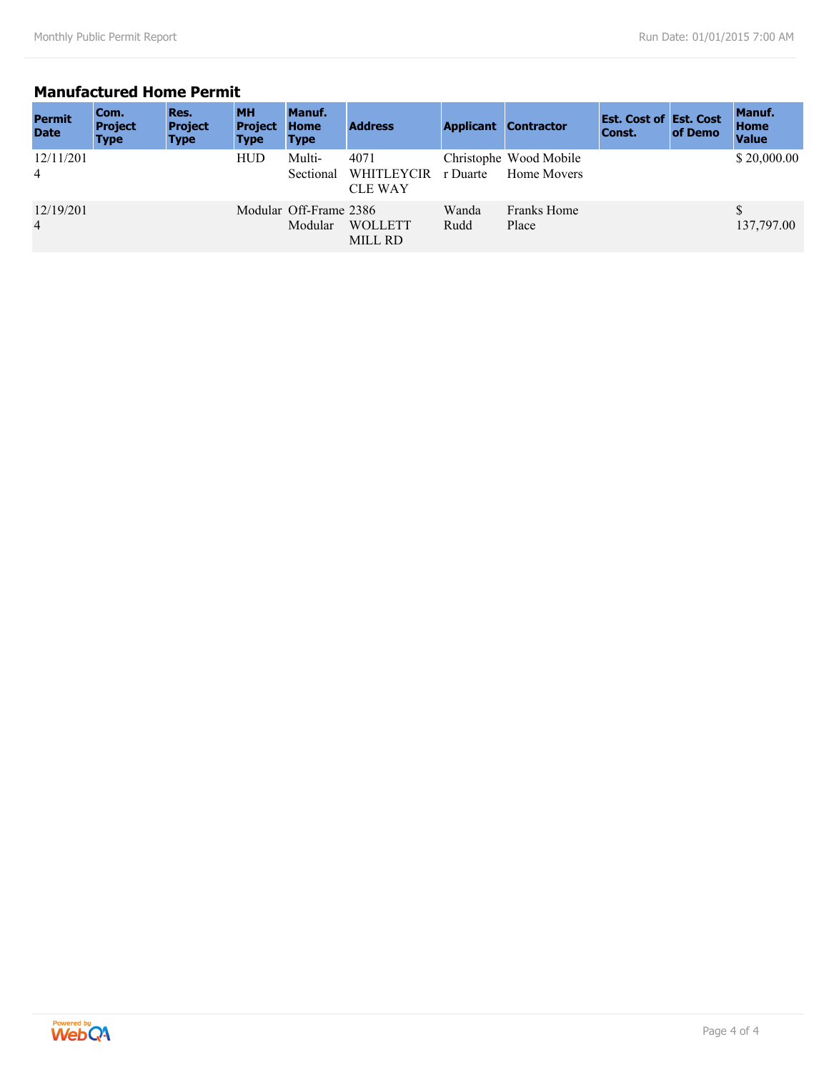## Manufactured Home Permit

| Permit Date | Com. Project Type | Res. Project Type | MH Project Type | Manuf. Home Type | Address | Applicant | Contractor | Est. Cost of Const. | Est. Cost of Demo | Manuf. Home Value |
|---|---|---|---|---|---|---|---|---|---|---|
| 12/11/2014 | | | HUD | Multi-Sectional | 4071 WHITLEYCIRCLE WAY | Christopher Duarte | Wood Mobile Home Movers | | | $ 20,000.00 |
| 12/19/2014 | | | Modular | Off-Frame Modular | 2386 WOLLETT MILL RD | Wanda Rudd | Franks Home Place | | | $ 137,797.00 |